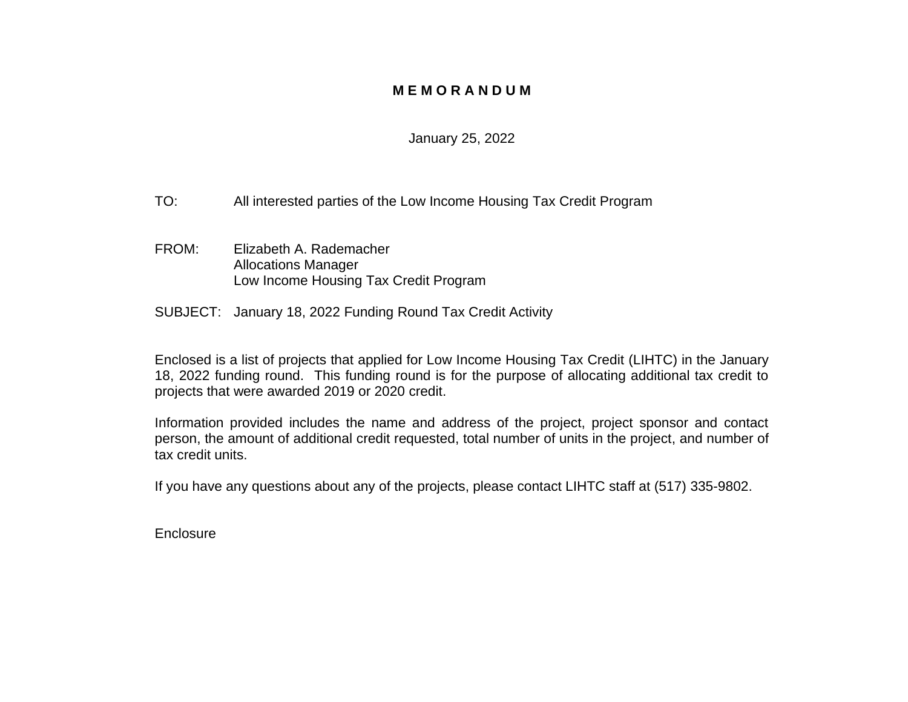# M E M O R A N D U M

January 25, 2022

TO: All interested parties of the Low Income Housing Tax Credit Program

FROM: Elizabeth A. Rademacher
Allocations Manager
Low Income Housing Tax Credit Program

SUBJECT: January 18, 2022 Funding Round Tax Credit Activity

Enclosed is a list of projects that applied for Low Income Housing Tax Credit (LIHTC) in the January 18, 2022 funding round. This funding round is for the purpose of allocating additional tax credit to projects that were awarded 2019 or 2020 credit.

Information provided includes the name and address of the project, project sponsor and contact person, the amount of additional credit requested, total number of units in the project, and number of tax credit units.

If you have any questions about any of the projects, please contact LIHTC staff at (517) 335-9802.

Enclosure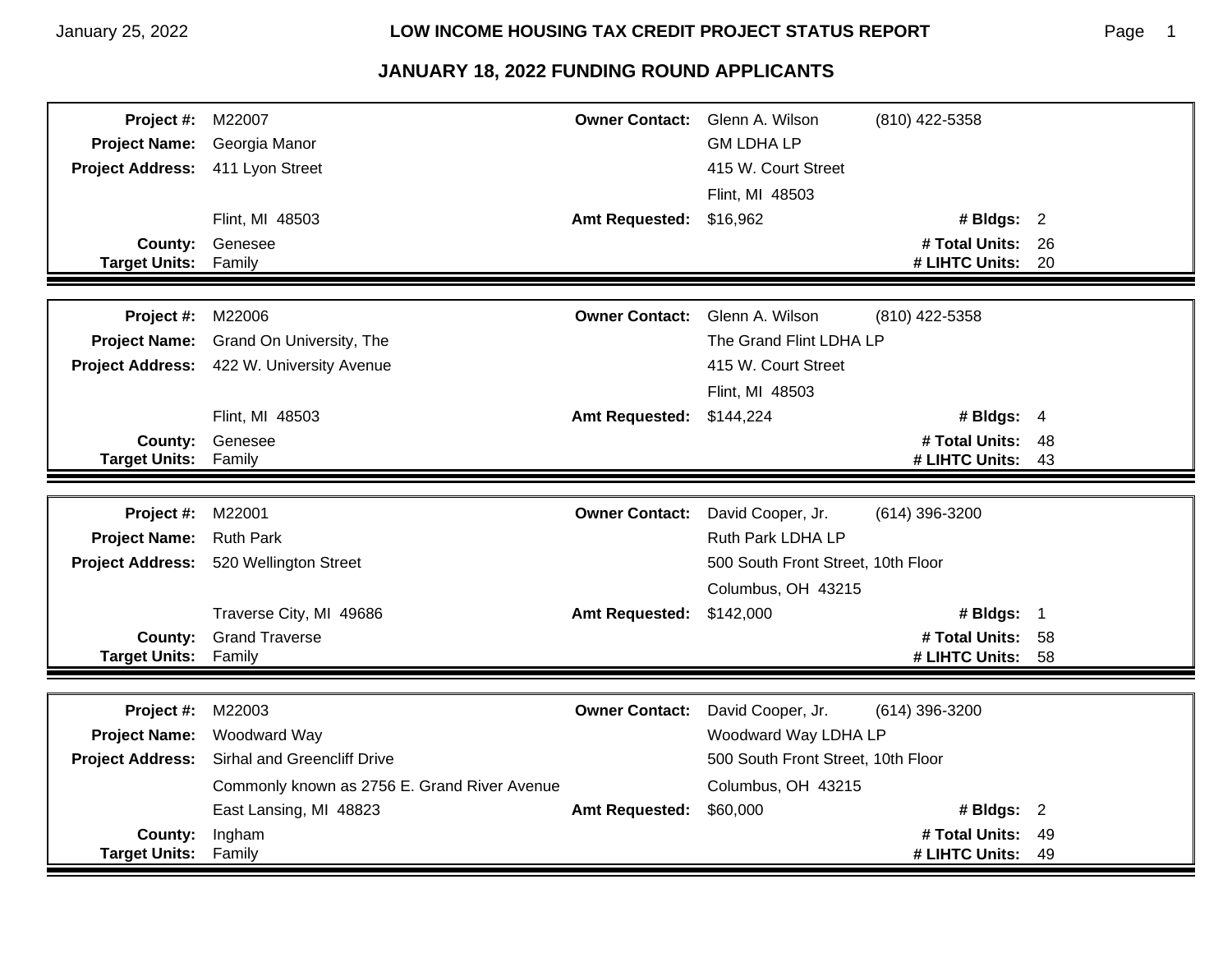## LOW INCOME HOUSING TAX CREDIT PROJECT STATUS REPORT

## JANUARY 18, 2022 FUNDING ROUND APPLICANTS

| | | | | | |
|---|---|---|---|---|---|
| **Project #:** | M22007 | **Owner Contact:** | Glenn A. Wilson | (810) 422-5358 | |
| **Project Name:** | Georgia Manor | | GM LDHA LP | | |
| **Project Address:** | 411 Lyon Street | | 415 W. Court Street | | |
| | | | Flint, MI 48503 | | |
| | Flint, MI 48503 | **Amt Requested:** | $16,962 | **# Bldgs:** | 2 |
| **County:** | Genesee | | | **# Total Units:** | 26 |
| **Target Units:** | Family | | | **# LIHTC Units:** | 20 |

| | | | | | |
|---|---|---|---|---|---|
| **Project #:** | M22006 | **Owner Contact:** | Glenn A. Wilson | (810) 422-5358 | |
| **Project Name:** | Grand On University, The | | The Grand Flint LDHA LP | | |
| **Project Address:** | 422 W. University Avenue | | 415 W. Court Street | | |
| | | | Flint, MI 48503 | | |
| | Flint, MI 48503 | **Amt Requested:** | $144,224 | **# Bldgs:** | 4 |
| **County:** | Genesee | | | **# Total Units:** | 48 |
| **Target Units:** | Family | | | **# LIHTC Units:** | 43 |

| | | | | | |
|---|---|---|---|---|---|
| **Project #:** | M22001 | **Owner Contact:** | David Cooper, Jr. | (614) 396-3200 | |
| **Project Name:** | Ruth Park | | Ruth Park LDHA LP | | |
| **Project Address:** | 520 Wellington Street | | 500 South Front Street, 10th Floor | | |
| | | | Columbus, OH 43215 | | |
| | Traverse City, MI 49686 | **Amt Requested:** | $142,000 | **# Bldgs:** | 1 |
| **County:** | Grand Traverse | | | **# Total Units:** | 58 |
| **Target Units:** | Family | | | **# LIHTC Units:** | 58 |

| | | | | | |
|---|---|---|---|---|---|
| **Project #:** | M22003 | **Owner Contact:** | David Cooper, Jr. | (614) 396-3200 | |
| **Project Name:** | Woodward Way | | Woodward Way LDHA LP | | |
| **Project Address:** | Sirhal and Greencliff Drive | | 500 South Front Street, 10th Floor | | |
| | Commonly known as 2756 E. Grand River Avenue | | Columbus, OH 43215 | | |
| | East Lansing, MI 48823 | **Amt Requested:** | $60,000 | **# Bldgs:** | 2 |
| **County:** | Ingham | | | **# Total Units:** | 49 |
| **Target Units:** | Family | | | **# LIHTC Units:** | 49 |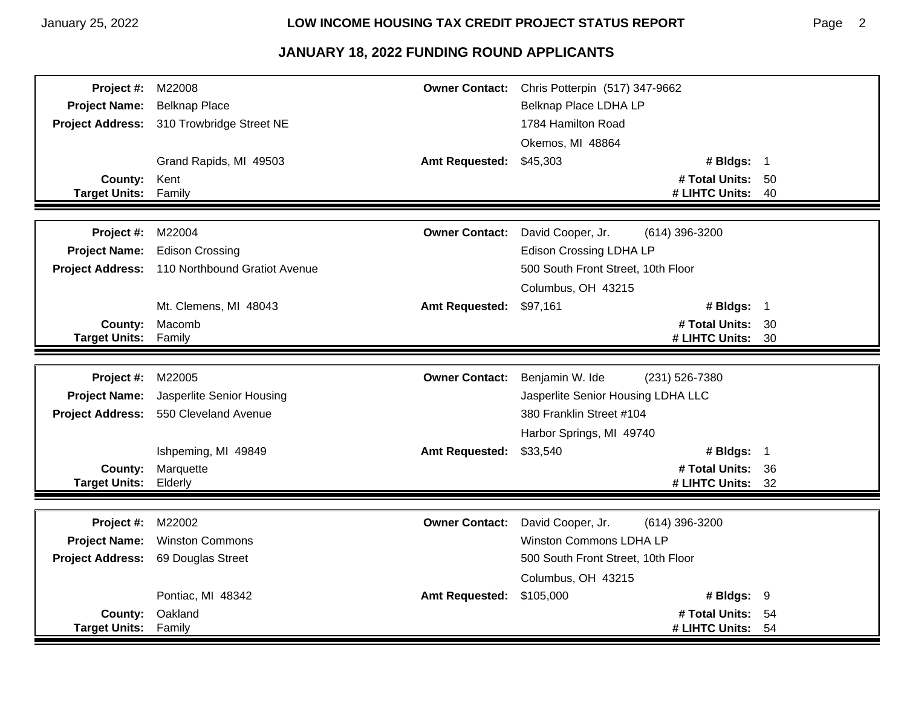## JANUARY 18, 2022 FUNDING ROUND APPLICANTS

| | | | | | |
|---|---|---|---|---|---|
| **Project #:** | M22008 | **Owner Contact:** | Chris Potterpin (517) 347-9662 | | |
| **Project Name:** | Belknap Place | | Belknap Place LDHA LP | | |
| **Project Address:** | 310 Trowbridge Street NE | | 1784 Hamilton Road | | |
| | | | Okemos, MI 48864 | | |
| | Grand Rapids, MI 49503 | **Amt Requested:** | $45,303 | **# Bldgs:** | 1 |
| **County:** | Kent | | | **# Total Units:** | 50 |
| **Target Units:** | Family | | | **# LIHTC Units:** | 40 |

| | | | | | |
|---|---|---|---|---|---|
| **Project #:** | M22004 | **Owner Contact:** | David Cooper, Jr. (614) 396-3200 | | |
| **Project Name:** | Edison Crossing | | Edison Crossing LDHA LP | | |
| **Project Address:** | 110 Northbound Gratiot Avenue | | 500 South Front Street, 10th Floor | | |
| | | | Columbus, OH 43215 | | |
| | Mt. Clemens, MI 48043 | **Amt Requested:** | $97,161 | **# Bldgs:** | 1 |
| **County:** | Macomb | | | **# Total Units:** | 30 |
| **Target Units:** | Family | | | **# LIHTC Units:** | 30 |

| | | | | | |
|---|---|---|---|---|---|
| **Project #:** | M22005 | **Owner Contact:** | Benjamin W. Ide (231) 526-7380 | | |
| **Project Name:** | Jasperlite Senior Housing | | Jasperlite Senior Housing LDHA LLC | | |
| **Project Address:** | 550 Cleveland Avenue | | 380 Franklin Street #104 | | |
| | | | Harbor Springs, MI 49740 | | |
| | Ishpeming, MI 49849 | **Amt Requested:** | $33,540 | **# Bldgs:** | 1 |
| **County:** | Marquette | | | **# Total Units:** | 36 |
| **Target Units:** | Elderly | | | **# LIHTC Units:** | 32 |

| | | | | | |
|---|---|---|---|---|---|
| **Project #:** | M22002 | **Owner Contact:** | David Cooper, Jr. (614) 396-3200 | | |
| **Project Name:** | Winston Commons | | Winston Commons LDHA LP | | |
| **Project Address:** | 69 Douglas Street | | 500 South Front Street, 10th Floor | | |
| | | | Columbus, OH 43215 | | |
| | Pontiac, MI 48342 | **Amt Requested:** | $105,000 | **# Bldgs:** | 9 |
| **County:** | Oakland | | | **# Total Units:** | 54 |
| **Target Units:** | Family | | | **# LIHTC Units:** | 54 |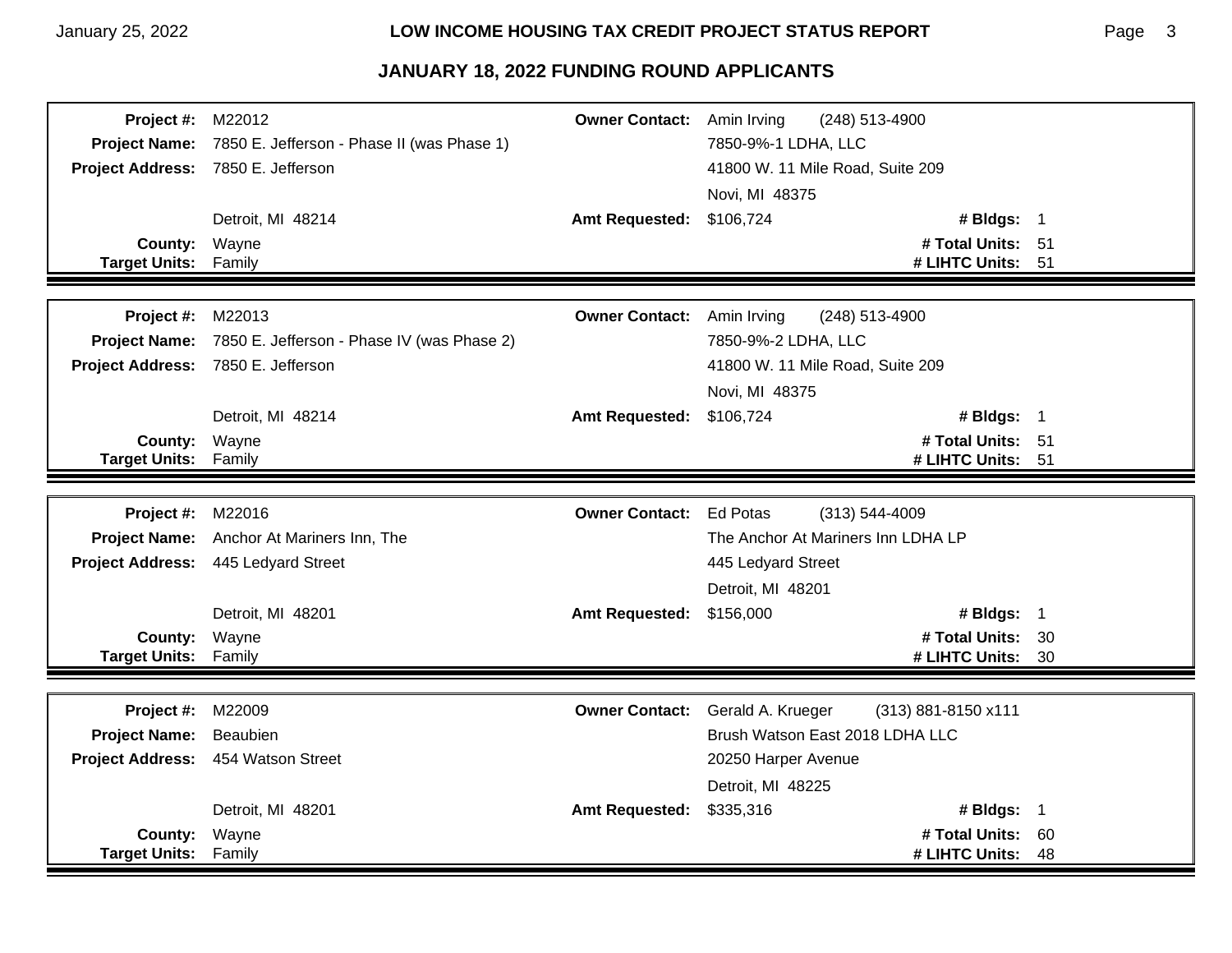## JANUARY 18, 2022 FUNDING ROUND APPLICANTS

| | | | | | |
|---|---|---|---|---|---|
| **Project #:** | M22012 | **Owner Contact:** | Amin Irving (248) 513-4900 | | |
| **Project Name:** | 7850 E. Jefferson - Phase II (was Phase 1) | | 7850-9%-1 LDHA, LLC | | |
| **Project Address:** | 7850 E. Jefferson | | 41800 W. 11 Mile Road, Suite 209 | | |
| | | | Novi, MI 48375 | | |
| | Detroit, MI 48214 | **Amt Requested:** | $106,724 | **# Bldgs:** | 1 |
| **County:** | Wayne | | | **# Total Units:** | 51 |
| **Target Units:** | Family | | | **# LIHTC Units:** | 51 |

| | | | | | |
|---|---|---|---|---|---|
| **Project #:** | M22013 | **Owner Contact:** | Amin Irving (248) 513-4900 | | |
| **Project Name:** | 7850 E. Jefferson - Phase IV (was Phase 2) | | 7850-9%-2 LDHA, LLC | | |
| **Project Address:** | 7850 E. Jefferson | | 41800 W. 11 Mile Road, Suite 209 | | |
| | | | Novi, MI 48375 | | |
| | Detroit, MI 48214 | **Amt Requested:** | $106,724 | **# Bldgs:** | 1 |
| **County:** | Wayne | | | **# Total Units:** | 51 |
| **Target Units:** | Family | | | **# LIHTC Units:** | 51 |

| | | | | | |
|---|---|---|---|---|---|
| **Project #:** | M22016 | **Owner Contact:** | Ed Potas (313) 544-4009 | | |
| **Project Name:** | Anchor At Mariners Inn, The | | The Anchor At Mariners Inn LDHA LP | | |
| **Project Address:** | 445 Ledyard Street | | 445 Ledyard Street | | |
| | | | Detroit, MI 48201 | | |
| | Detroit, MI 48201 | **Amt Requested:** | $156,000 | **# Bldgs:** | 1 |
| **County:** | Wayne | | | **# Total Units:** | 30 |
| **Target Units:** | Family | | | **# LIHTC Units:** | 30 |

| | | | | | |
|---|---|---|---|---|---|
| **Project #:** | M22009 | **Owner Contact:** | Gerald A. Krueger (313) 881-8150 x111 | | |
| **Project Name:** | Beaubien | | Brush Watson East 2018 LDHA LLC | | |
| **Project Address:** | 454 Watson Street | | 20250 Harper Avenue | | |
| | | | Detroit, MI 48225 | | |
| | Detroit, MI 48201 | **Amt Requested:** | $335,316 | **# Bldgs:** | 1 |
| **County:** | Wayne | | | **# Total Units:** | 60 |
| **Target Units:** | Family | | | **# LIHTC Units:** | 48 |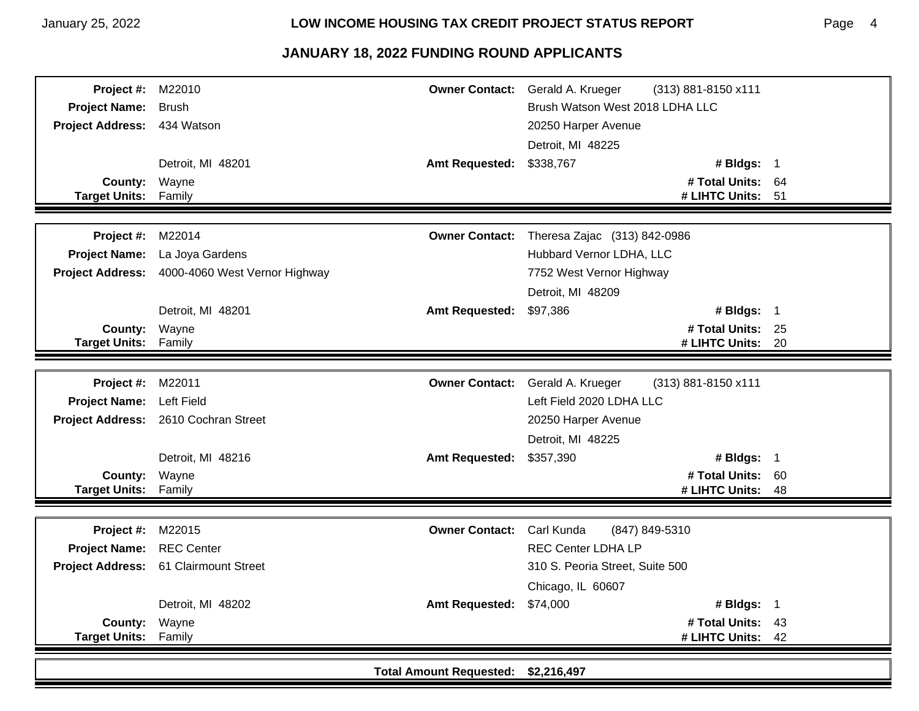## JANUARY 18, 2022 FUNDING ROUND APPLICANTS

| | | | | | |
|---|---|---|---|---|---|
| **Project #:** | M22010 | **Owner Contact:** | Gerald A. Krueger (313) 881-8150 x111 | | |
| **Project Name:** | Brush | | Brush Watson West 2018 LDHA LLC | | |
| **Project Address:** | 434 Watson | | 20250 Harper Avenue | | |
| | | | Detroit, MI 48225 | | |
| | Detroit, MI 48201 | **Amt Requested:** | $338,767 | **# Bldgs:** | 1 |
| **County:** | Wayne | | | **# Total Units:** | 64 |
| **Target Units:** | Family | | | **# LIHTC Units:** | 51 |

| | | | | | |
|---|---|---|---|---|---|
| **Project #:** | M22014 | **Owner Contact:** | Theresa Zajac (313) 842-0986 | | |
| **Project Name:** | La Joya Gardens | | Hubbard Vernor LDHA, LLC | | |
| **Project Address:** | 4000-4060 West Vernor Highway | | 7752 West Vernor Highway | | |
| | | | Detroit, MI 48209 | | |
| | Detroit, MI 48201 | **Amt Requested:** | $97,386 | **# Bldgs:** | 1 |
| **County:** | Wayne | | | **# Total Units:** | 25 |
| **Target Units:** | Family | | | **# LIHTC Units:** | 20 |

| | | | | | |
|---|---|---|---|---|---|
| **Project #:** | M22011 | **Owner Contact:** | Gerald A. Krueger (313) 881-8150 x111 | | |
| **Project Name:** | Left Field | | Left Field 2020 LDHA LLC | | |
| **Project Address:** | 2610 Cochran Street | | 20250 Harper Avenue | | |
| | | | Detroit, MI 48225 | | |
| | Detroit, MI 48216 | **Amt Requested:** | $357,390 | **# Bldgs:** | 1 |
| **County:** | Wayne | | | **# Total Units:** | 60 |
| **Target Units:** | Family | | | **# LIHTC Units:** | 48 |

| | | | | | |
|---|---|---|---|---|---|
| **Project #:** | M22015 | **Owner Contact:** | Carl Kunda (847) 849-5310 | | |
| **Project Name:** | REC Center | | REC Center LDHA LP | | |
| **Project Address:** | 61 Clairmount Street | | 310 S. Peoria Street, Suite 500 | | |
| | | | Chicago, IL 60607 | | |
| | Detroit, MI 48202 | **Amt Requested:** | $74,000 | **# Bldgs:** | 1 |
| **County:** | Wayne | | | **# Total Units:** | 43 |
| **Target Units:** | Family | | | **# LIHTC Units:** | 42 |

**Total Amount Requested: $2,216,497**